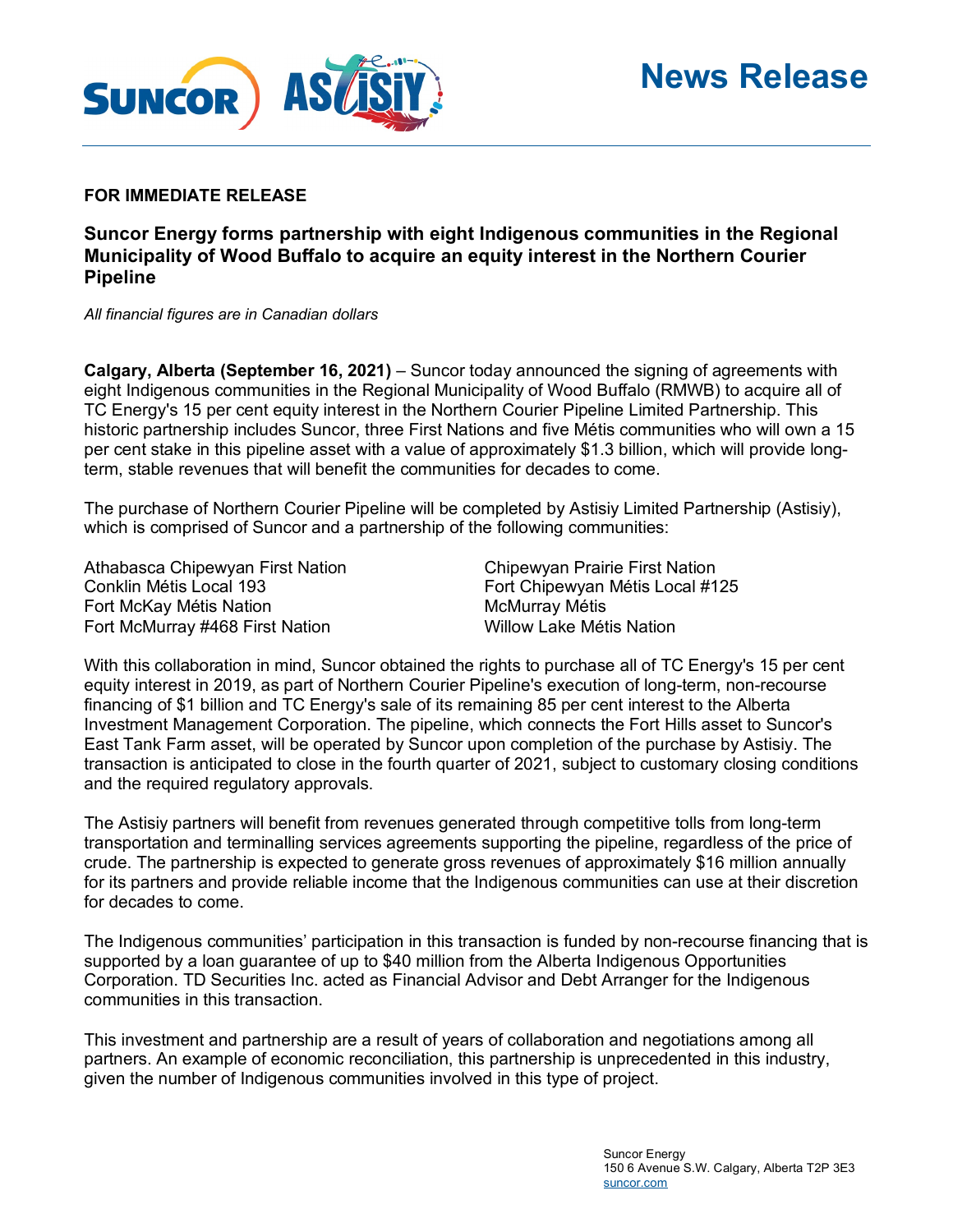# News Release

**FOR IMMEDIATE RELEASE**

## Suncor Energy forms partnership with eight Indigenous communities in the Regional Municipality of Wood Buffalo to acquire an equity interest in the Northern Courier Pipeline

*All financial figures are in Canadian dollars*

**Calgary, Alberta (September 16, 2021)** – Suncor today announced the signing of agreements with eight Indigenous communities in the Regional Municipality of Wood Buffalo (RMWB) to acquire all of TC Energy's 15 per cent equity interest in the Northern Courier Pipeline Limited Partnership. This historic partnership includes Suncor, three First Nations and five Métis communities who will own a 15 per cent stake in this pipeline asset with a value of approximately $1.3 billion, which will provide long-term, stable revenues that will benefit the communities for decades to come.

The purchase of Northern Courier Pipeline will be completed by Astisiy Limited Partnership (Astisiy), which is comprised of Suncor and a partnership of the following communities:

- Athabasca Chipewyan First Nation
- Conklin Métis Local 193
- Fort McKay Métis Nation
- Fort McMurray #468 First Nation
- Chipewyan Prairie First Nation
- Fort Chipewyan Métis Local #125
- McMurray Métis
- Willow Lake Métis Nation

With this collaboration in mind, Suncor obtained the rights to purchase all of TC Energy's 15 per cent equity interest in 2019, as part of Northern Courier Pipeline's execution of long-term, non-recourse financing of $1 billion and TC Energy's sale of its remaining 85 per cent interest to the Alberta Investment Management Corporation. The pipeline, which connects the Fort Hills asset to Suncor's East Tank Farm asset, will be operated by Suncor upon completion of the purchase by Astisiy. The transaction is anticipated to close in the fourth quarter of 2021, subject to customary closing conditions and the required regulatory approvals.

The Astisiy partners will benefit from revenues generated through competitive tolls from long-term transportation and terminalling services agreements supporting the pipeline, regardless of the price of crude. The partnership is expected to generate gross revenues of approximately $16 million annually for its partners and provide reliable income that the Indigenous communities can use at their discretion for decades to come.

The Indigenous communities' participation in this transaction is funded by non-recourse financing that is supported by a loan guarantee of up to $40 million from the Alberta Indigenous Opportunities Corporation. TD Securities Inc. acted as Financial Advisor and Debt Arranger for the Indigenous communities in this transaction.

This investment and partnership are a result of years of collaboration and negotiations among all partners. An example of economic reconciliation, this partnership is unprecedented in this industry, given the number of Indigenous communities involved in this type of project.

Suncor Energy
150 6 Avenue S.W. Calgary, Alberta T2P 3E3
suncor.com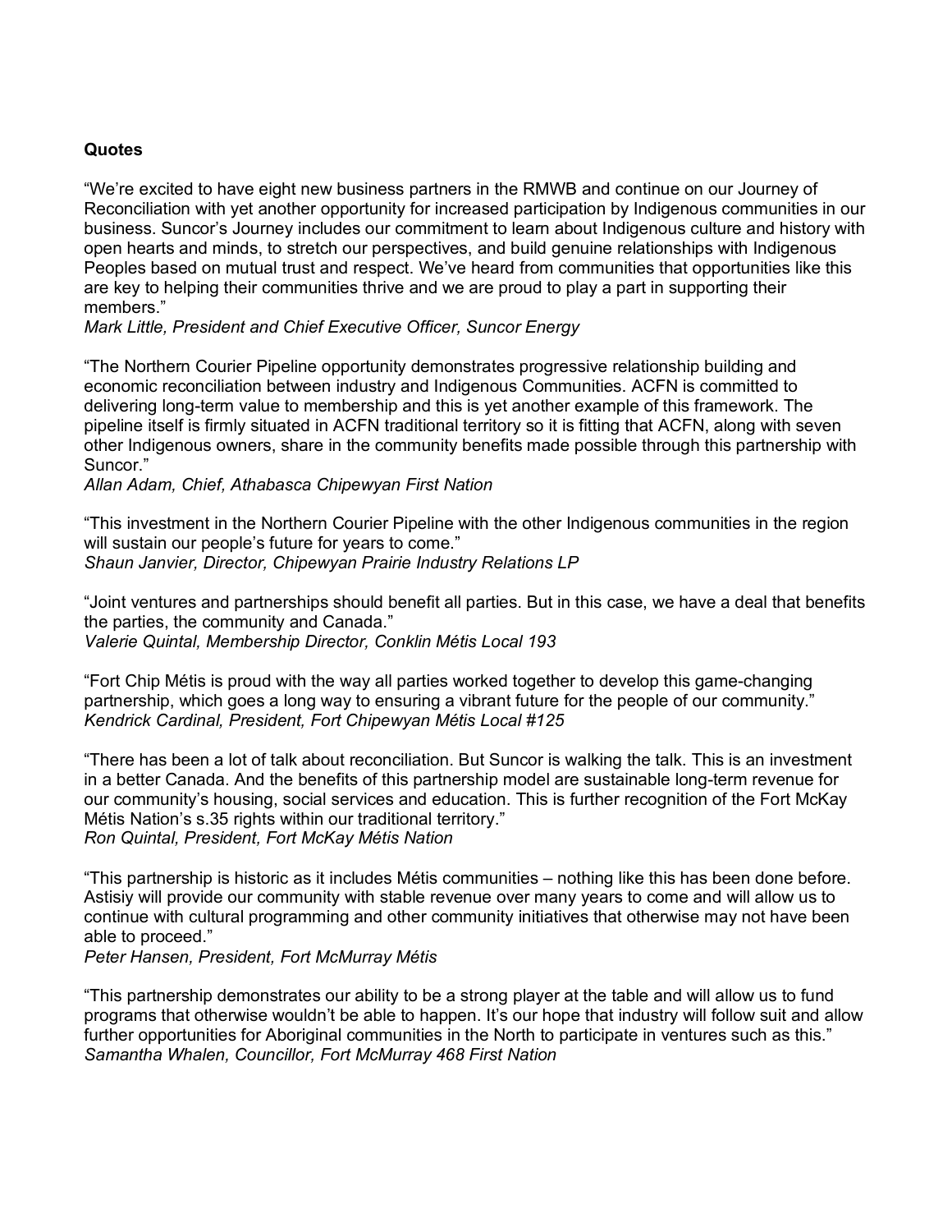**Quotes**

"We're excited to have eight new business partners in the RMWB and continue on our Journey of Reconciliation with yet another opportunity for increased participation by Indigenous communities in our business. Suncor's Journey includes our commitment to learn about Indigenous culture and history with open hearts and minds, to stretch our perspectives, and build genuine relationships with Indigenous Peoples based on mutual trust and respect. We've heard from communities that opportunities like this are key to helping their communities thrive and we are proud to play a part in supporting their members."
*Mark Little, President and Chief Executive Officer, Suncor Energy*

"The Northern Courier Pipeline opportunity demonstrates progressive relationship building and economic reconciliation between industry and Indigenous Communities. ACFN is committed to delivering long-term value to membership and this is yet another example of this framework. The pipeline itself is firmly situated in ACFN traditional territory so it is fitting that ACFN, along with seven other Indigenous owners, share in the community benefits made possible through this partnership with Suncor."
*Allan Adam, Chief, Athabasca Chipewyan First Nation*

"This investment in the Northern Courier Pipeline with the other Indigenous communities in the region will sustain our people's future for years to come."
*Shaun Janvier, Director, Chipewyan Prairie Industry Relations LP*

"Joint ventures and partnerships should benefit all parties. But in this case, we have a deal that benefits the parties, the community and Canada."
*Valerie Quintal, Membership Director, Conklin Métis Local 193*

"Fort Chip Métis is proud with the way all parties worked together to develop this game-changing partnership, which goes a long way to ensuring a vibrant future for the people of our community."
*Kendrick Cardinal, President, Fort Chipewyan Métis Local #125*

"There has been a lot of talk about reconciliation. But Suncor is walking the talk. This is an investment in a better Canada. And the benefits of this partnership model are sustainable long-term revenue for our community's housing, social services and education. This is further recognition of the Fort McKay Métis Nation's s.35 rights within our traditional territory."
*Ron Quintal, President, Fort McKay Métis Nation*

"This partnership is historic as it includes Métis communities – nothing like this has been done before. Astisiy will provide our community with stable revenue over many years to come and will allow us to continue with cultural programming and other community initiatives that otherwise may not have been able to proceed."
*Peter Hansen, President, Fort McMurray Métis*

"This partnership demonstrates our ability to be a strong player at the table and will allow us to fund programs that otherwise wouldn't be able to happen. It's our hope that industry will follow suit and allow further opportunities for Aboriginal communities in the North to participate in ventures such as this."
*Samantha Whalen, Councillor, Fort McMurray 468 First Nation*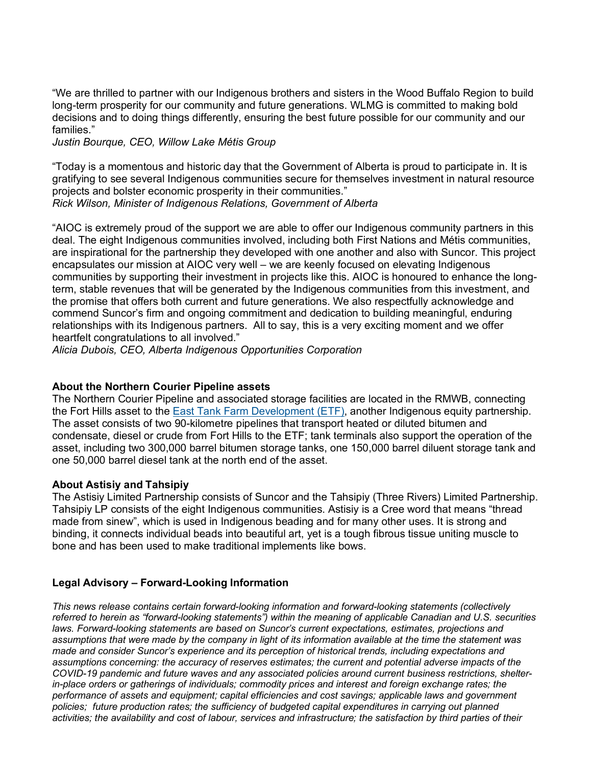"We are thrilled to partner with our Indigenous brothers and sisters in the Wood Buffalo Region to build long-term prosperity for our community and future generations. WLMG is committed to making bold decisions and to doing things differently, ensuring the best future possible for our community and our families."
*Justin Bourque, CEO, Willow Lake Métis Group*

"Today is a momentous and historic day that the Government of Alberta is proud to participate in. It is gratifying to see several Indigenous communities secure for themselves investment in natural resource projects and bolster economic prosperity in their communities."
*Rick Wilson, Minister of Indigenous Relations, Government of Alberta*

"AIOC is extremely proud of the support we are able to offer our Indigenous community partners in this deal. The eight Indigenous communities involved, including both First Nations and Métis communities, are inspirational for the partnership they developed with one another and also with Suncor. This project encapsulates our mission at AIOC very well – we are keenly focused on elevating Indigenous communities by supporting their investment in projects like this. AIOC is honoured to enhance the long-term, stable revenues that will be generated by the Indigenous communities from this investment, and the promise that offers both current and future generations. We also respectfully acknowledge and commend Suncor's firm and ongoing commitment and dedication to building meaningful, enduring relationships with its Indigenous partners. All to say, this is a very exciting moment and we offer heartfelt congratulations to all involved."
*Alicia Dubois, CEO, Alberta Indigenous Opportunities Corporation*

**About the Northern Courier Pipeline assets**

The Northern Courier Pipeline and associated storage facilities are located in the RMWB, connecting the Fort Hills asset to the East Tank Farm Development (ETF), another Indigenous equity partnership. The asset consists of two 90-kilometre pipelines that transport heated or diluted bitumen and condensate, diesel or crude from Fort Hills to the ETF; tank terminals also support the operation of the asset, including two 300,000 barrel bitumen storage tanks, one 150,000 barrel diluent storage tank and one 50,000 barrel diesel tank at the north end of the asset.

**About Astisiy and Tahsipiy**

The Astisiy Limited Partnership consists of Suncor and the Tahsipiy (Three Rivers) Limited Partnership. Tahsipiy LP consists of the eight Indigenous communities. Astisiy is a Cree word that means "thread made from sinew", which is used in Indigenous beading and for many other uses. It is strong and binding, it connects individual beads into beautiful art, yet is a tough fibrous tissue uniting muscle to bone and has been used to make traditional implements like bows.

**Legal Advisory – Forward-Looking Information**

*This news release contains certain forward-looking information and forward-looking statements (collectively referred to herein as "forward-looking statements") within the meaning of applicable Canadian and U.S. securities laws. Forward-looking statements are based on Suncor's current expectations, estimates, projections and assumptions that were made by the company in light of its information available at the time the statement was made and consider Suncor's experience and its perception of historical trends, including expectations and assumptions concerning: the accuracy of reserves estimates; the current and potential adverse impacts of the COVID-19 pandemic and future waves and any associated policies around current business restrictions, shelter-in-place orders or gatherings of individuals; commodity prices and interest and foreign exchange rates; the performance of assets and equipment; capital efficiencies and cost savings; applicable laws and government policies; future production rates; the sufficiency of budgeted capital expenditures in carrying out planned activities; the availability and cost of labour, services and infrastructure; the satisfaction by third parties of their*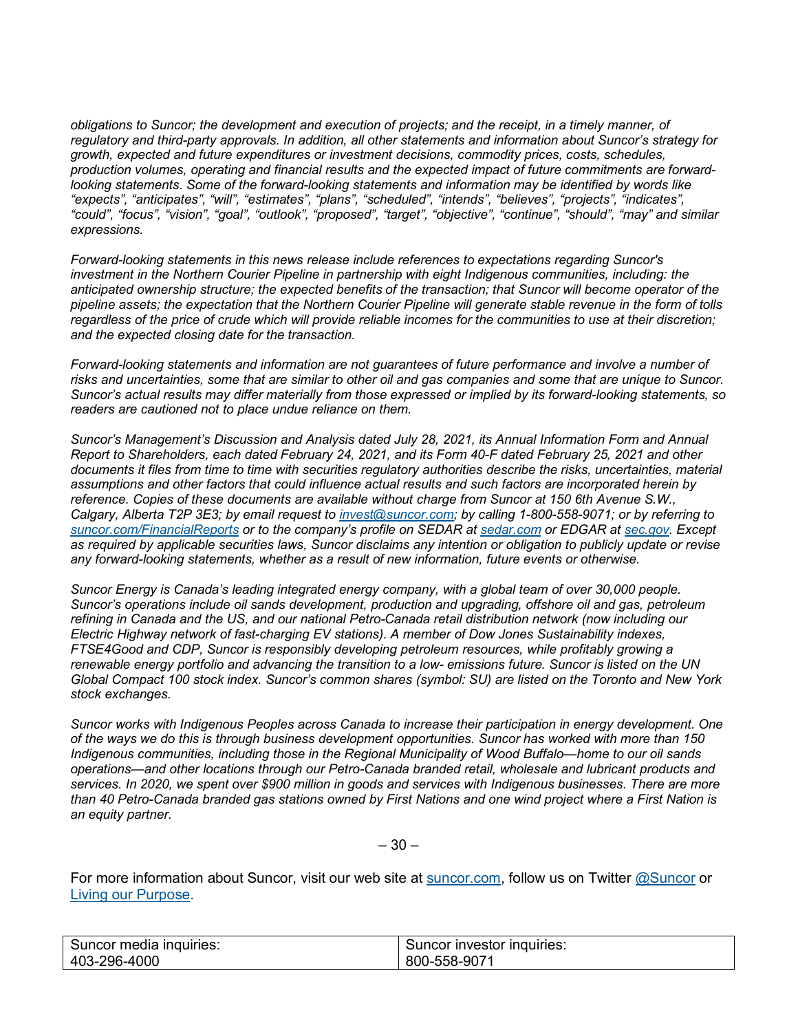*obligations to Suncor; the development and execution of projects; and the receipt, in a timely manner, of regulatory and third-party approvals. In addition, all other statements and information about Suncor's strategy for growth, expected and future expenditures or investment decisions, commodity prices, costs, schedules, production volumes, operating and financial results and the expected impact of future commitments are forward-looking statements. Some of the forward-looking statements and information may be identified by words like "expects", "anticipates", "will", "estimates", "plans", "scheduled", "intends", "believes", "projects", "indicates", "could", "focus", "vision", "goal", "outlook", "proposed", "target", "objective", "continue", "should", "may" and similar expressions.*

*Forward-looking statements in this news release include references to expectations regarding Suncor's investment in the Northern Courier Pipeline in partnership with eight Indigenous communities, including: the anticipated ownership structure; the expected benefits of the transaction; that Suncor will become operator of the pipeline assets; the expectation that the Northern Courier Pipeline will generate stable revenue in the form of tolls regardless of the price of crude which will provide reliable incomes for the communities to use at their discretion; and the expected closing date for the transaction.*

*Forward-looking statements and information are not guarantees of future performance and involve a number of risks and uncertainties, some that are similar to other oil and gas companies and some that are unique to Suncor. Suncor's actual results may differ materially from those expressed or implied by its forward-looking statements, so readers are cautioned not to place undue reliance on them.*

*Suncor's Management's Discussion and Analysis dated July 28, 2021, its Annual Information Form and Annual Report to Shareholders, each dated February 24, 2021, and its Form 40-F dated February 25, 2021 and other documents it files from time to time with securities regulatory authorities describe the risks, uncertainties, material assumptions and other factors that could influence actual results and such factors are incorporated herein by reference. Copies of these documents are available without charge from Suncor at 150 6th Avenue S.W., Calgary, Alberta T2P 3E3; by email request to [invest@suncor.com](mailto:invest@suncor.com); by calling 1-800-558-9071; or by referring to [suncor.com/FinancialReports](suncor.com/FinancialReports) or to the company's profile on SEDAR at [sedar.com](sedar.com) or EDGAR at [sec.gov](sec.gov). Except as required by applicable securities laws, Suncor disclaims any intention or obligation to publicly update or revise any forward-looking statements, whether as a result of new information, future events or otherwise.*

*Suncor Energy is Canada's leading integrated energy company, with a global team of over 30,000 people. Suncor's operations include oil sands development, production and upgrading, offshore oil and gas, petroleum refining in Canada and the US, and our national Petro-Canada retail distribution network (now including our Electric Highway network of fast-charging EV stations). A member of Dow Jones Sustainability indexes, FTSE4Good and CDP, Suncor is responsibly developing petroleum resources, while profitably growing a renewable energy portfolio and advancing the transition to a low- emissions future. Suncor is listed on the UN Global Compact 100 stock index. Suncor's common shares (symbol: SU) are listed on the Toronto and New York stock exchanges.*

*Suncor works with Indigenous Peoples across Canada to increase their participation in energy development. One of the ways we do this is through business development opportunities. Suncor has worked with more than 150 Indigenous communities, including those in the Regional Municipality of Wood Buffalo—home to our oil sands operations—and other locations through our Petro-Canada branded retail, wholesale and lubricant products and services. In 2020, we spent over $900 million in goods and services with Indigenous businesses. There are more than 40 Petro-Canada branded gas stations owned by First Nations and one wind project where a First Nation is an equity partner.*

– 30 –

For more information about Suncor, visit our web site at [suncor.com](suncor.com), follow us on Twitter [@Suncor](@Suncor) or [Living our Purpose](Living our Purpose).

| Suncor media inquiries: | Suncor investor inquiries: |
|---|---|
| 403-296-4000 | 800-558-9071 |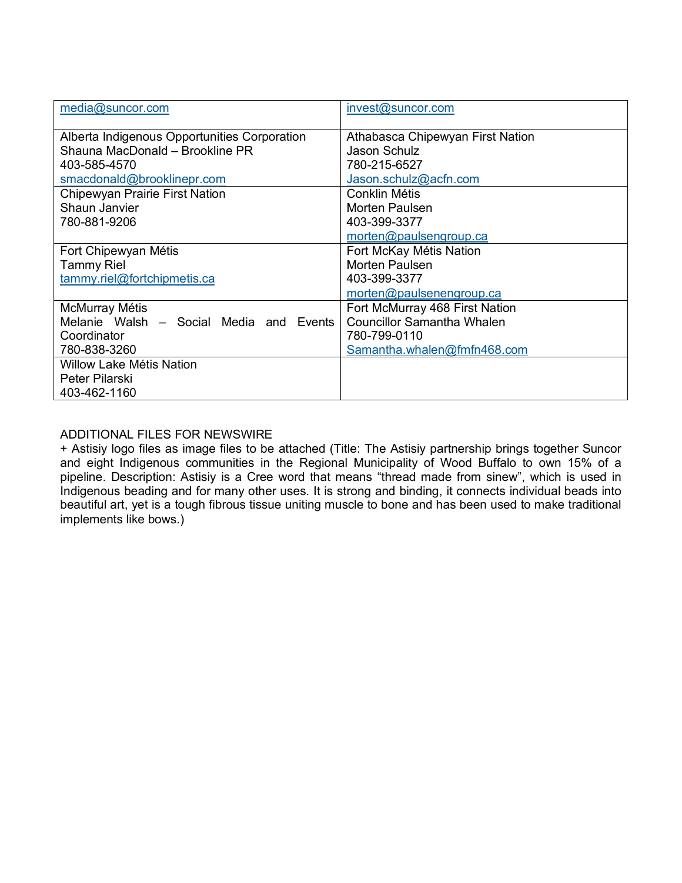| | |
|---|---|
| media@suncor.com | invest@suncor.com |
| Alberta Indigenous Opportunities Corporation<br>Shauna MacDonald – Brookline PR<br>403-585-4570<br>smacdonald@brooklinepr.com | Athabasca Chipewyan First Nation<br>Jason Schulz<br>780-215-6527<br>Jason.schulz@acfn.com |
| Chipewyan Prairie First Nation<br>Shaun Janvier<br>780-881-9206 | Conklin Métis<br>Morten Paulsen<br>403-399-3377<br>morten@paulsengroup.ca |
| Fort Chipewyan Métis<br>Tammy Riel<br>tammy.riel@fortchipmetis.ca | Fort McKay Métis Nation<br>Morten Paulsen<br>403-399-3377<br>morten@paulsenengroup.ca |
| McMurray Métis<br>Melanie Walsh – Social Media and Events Coordinator<br>780-838-3260 | Fort McMurray 468 First Nation<br>Councillor Samantha Whalen<br>780-799-0110<br>Samantha.whalen@fmfn468.com |
| Willow Lake Métis Nation<br>Peter Pilarski<br>403-462-1160 | |

ADDITIONAL FILES FOR NEWSWIRE

+ Astisiy logo files as image files to be attached (Title: The Astisiy partnership brings together Suncor and eight Indigenous communities in the Regional Municipality of Wood Buffalo to own 15% of a pipeline. Description: Astisiy is a Cree word that means "thread made from sinew", which is used in Indigenous beading and for many other uses. It is strong and binding, it connects individual beads into beautiful art, yet is a tough fibrous tissue uniting muscle to bone and has been used to make traditional implements like bows.)